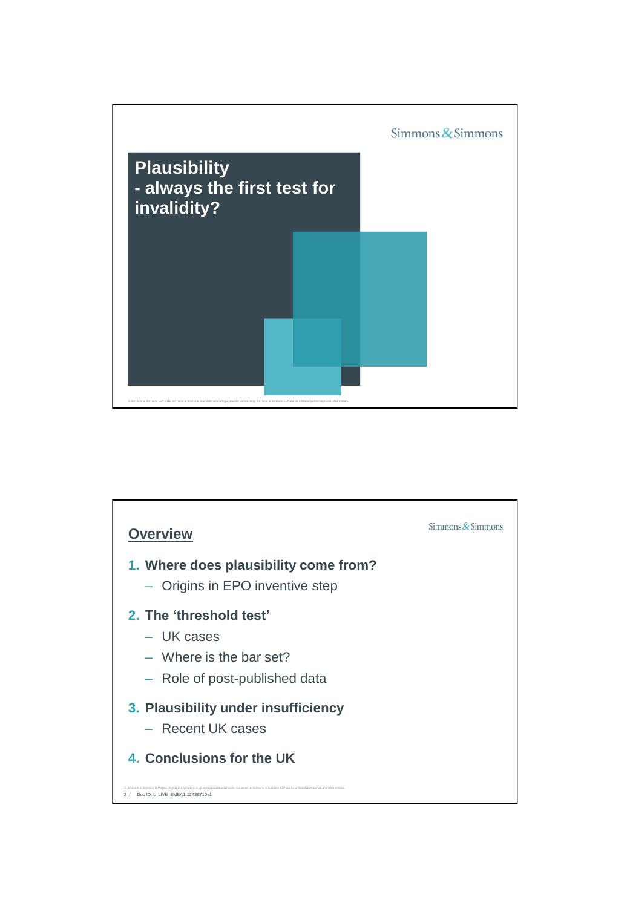# Plausibility - always the first test for invalidity?

## Overview

1. **Where does plausibility come from?**
   - Origins in EPO inventive step
2. **The 'threshold test'**
   - UK cases
   - Where is the bar set?
   - Role of post-published data
3. **Plausibility under insufficiency**
   - Recent UK cases
4. **Conclusions for the UK**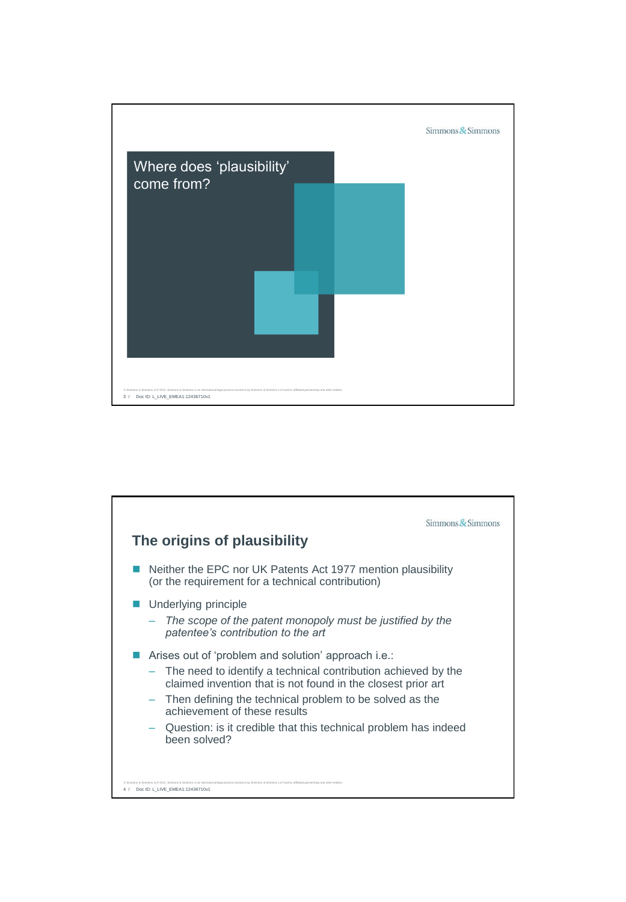## Where does 'plausibility' come from?

## The origins of plausibility

- Neither the EPC nor UK Patents Act 1977 mention plausibility (or the requirement for a technical contribution)
- Underlying principle
  - *The scope of the patent monopoly must be justified by the patentee's contribution to the art*
- Arises out of 'problem and solution' approach i.e.:
  - The need to identify a technical contribution achieved by the claimed invention that is not found in the closest prior art
  - Then defining the technical problem to be solved as the achievement of these results
  - Question: is it credible that this technical problem has indeed been solved?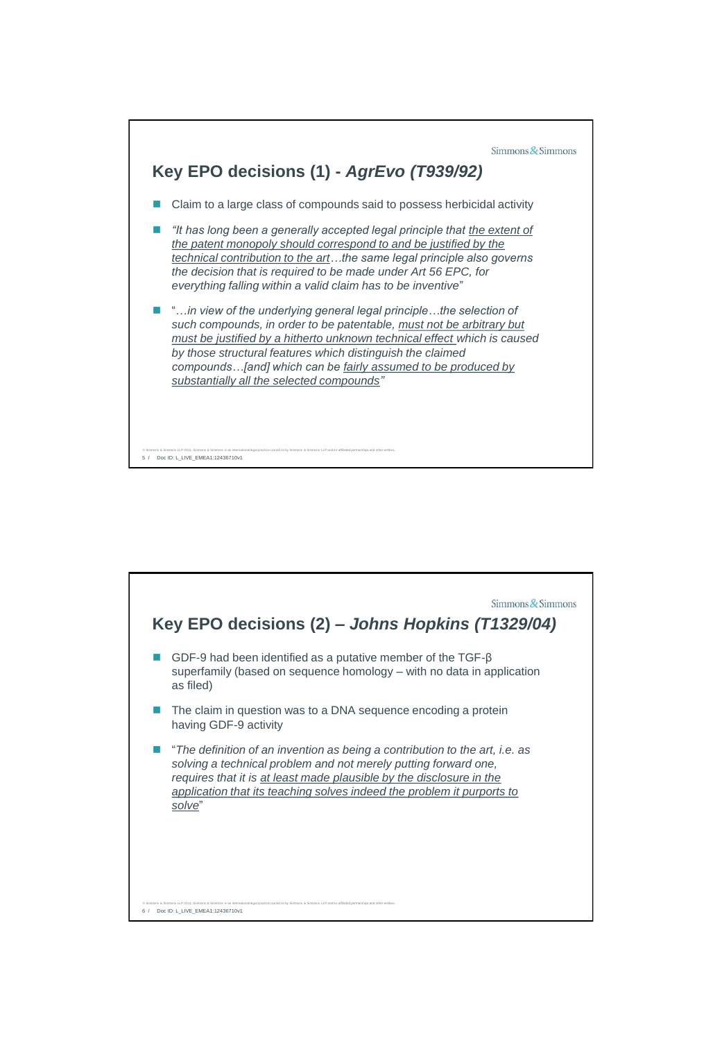## Key EPO decisions (1) - *AgrEvo (T939/92)*

- Claim to a large class of compounds said to possess herbicidal activity
- *"It has long been a generally accepted legal principle that the extent of the patent monopoly should correspond to and be justified by the technical contribution to the art…the same legal principle also governs the decision that is required to be made under Art 56 EPC, for everything falling within a valid claim has to be inventive*"
- "*…in view of the underlying general legal principle…the selection of such compounds, in order to be patentable, must not be arbitrary but must be justified by a hitherto unknown technical effect which is caused by those structural features which distinguish the claimed compounds…[and] which can be fairly assumed to be produced by substantially all the selected compounds"*

## Key EPO decisions (2) – *Johns Hopkins (T1329/04)*

- GDF-9 had been identified as a putative member of the TGF-β superfamily (based on sequence homology – with no data in application as filed)
- The claim in question was to a DNA sequence encoding a protein having GDF-9 activity
- "*The definition of an invention as being a contribution to the art, i.e. as solving a technical problem and not merely putting forward one, requires that it is at least made plausible by the disclosure in the application that its teaching solves indeed the problem it purports to solve*"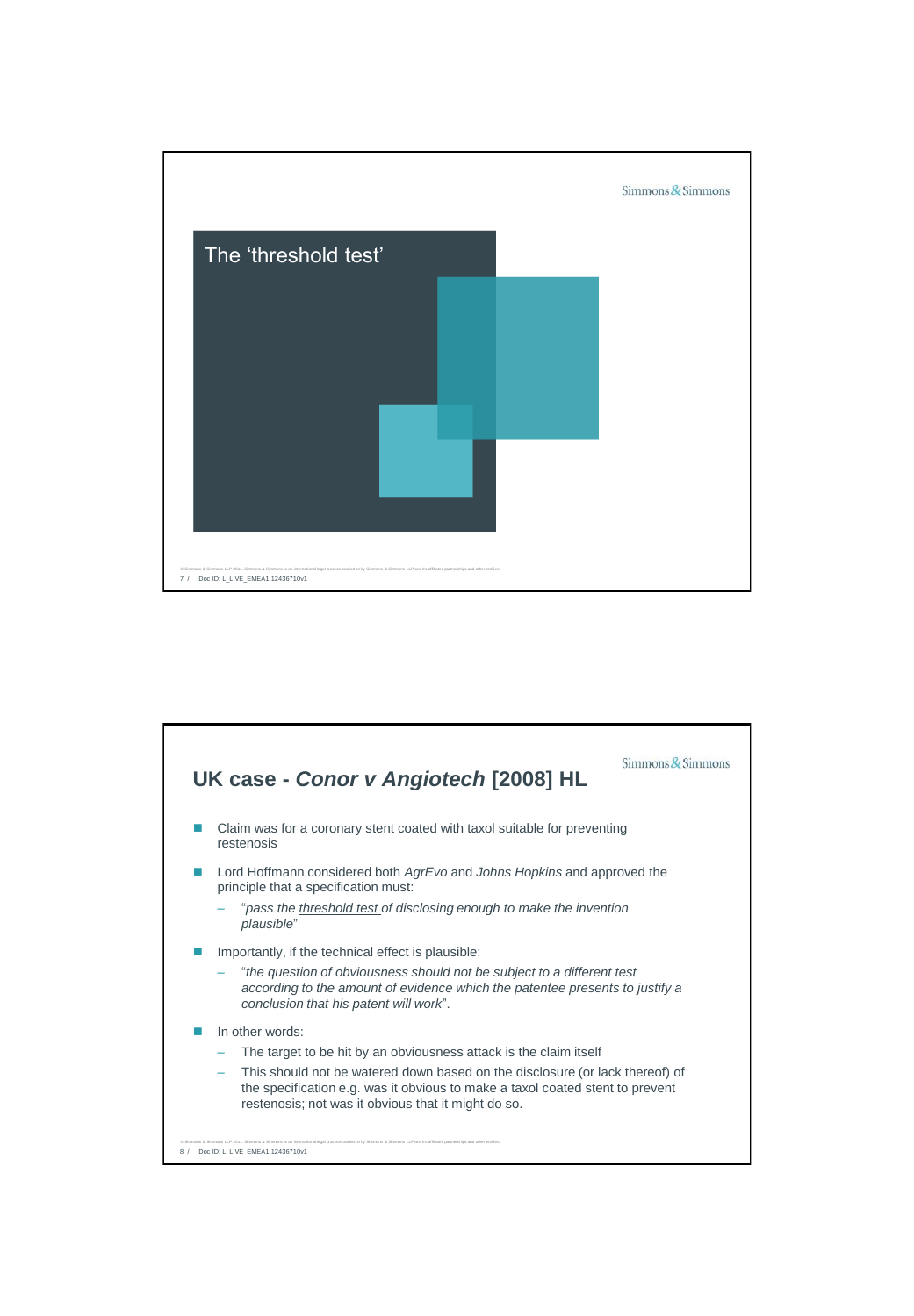# The 'threshold test'

## UK case - *Conor v Angiotech* [2008] HL

- Claim was for a coronary stent coated with taxol suitable for preventing restenosis
- Lord Hoffmann considered both *AgrEvo* and *Johns Hopkins* and approved the principle that a specification must:
  - "*pass the threshold test of disclosing enough to make the invention plausible*"
- Importantly, if the technical effect is plausible:
  - "*the question of obviousness should not be subject to a different test according to the amount of evidence which the patentee presents to justify a conclusion that his patent will work*".
- In other words:
  - The target to be hit by an obviousness attack is the claim itself
  - This should not be watered down based on the disclosure (or lack thereof) of the specification e.g. was it obvious to make a taxol coated stent to prevent restenosis; not was it obvious that it might do so.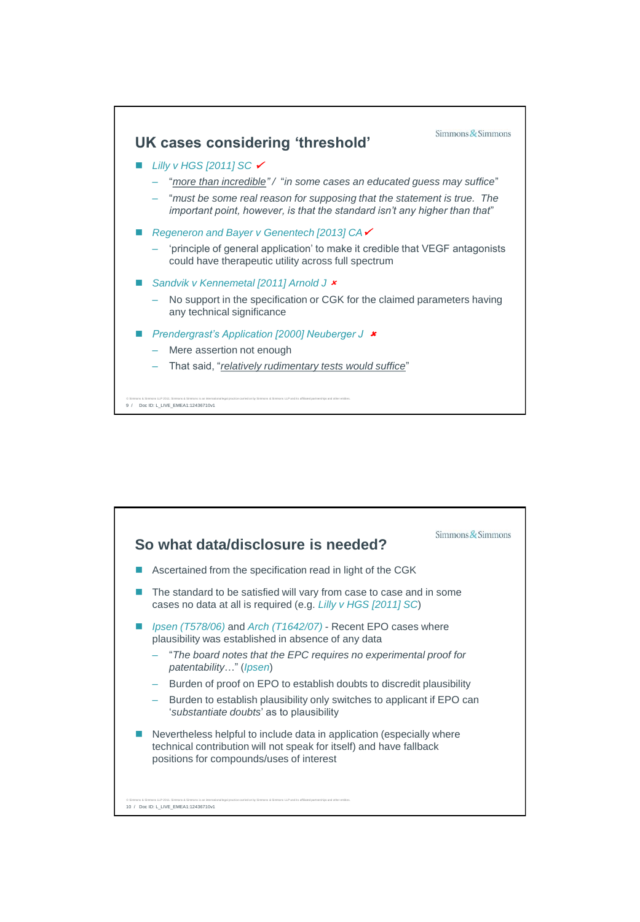## UK cases considering 'threshold'

- *Lilly v HGS [2011] SC* ✔
  - "<u>more than incredible</u>" / "*in some cases an educated guess may suffice*"
  - "*must be some real reason for supposing that the statement is true. The important point, however, is that the standard isn't any higher than that*"
- *Regeneron and Bayer v Genentech [2013] CA* ✔
  - 'principle of general application' to make it credible that VEGF antagonists could have therapeutic utility across full spectrum
- *Sandvik v Kennemetal [2011] Arnold J* ✘
  - No support in the specification or CGK for the claimed parameters having any technical significance
- *Prendergrast's Application [2000] Neuberger J* ✘
  - Mere assertion not enough
  - That said, "*<u>relatively rudimentary tests would suffice</u>*"

## So what data/disclosure is needed?

- Ascertained from the specification read in light of the CGK
- The standard to be satisfied will vary from case to case and in some cases no data at all is required (e.g. *Lilly v HGS [2011] SC*)
- *Ipsen (T578/06)* and *Arch (T1642/07)* - Recent EPO cases where plausibility was established in absence of any data
  - "*The board notes that the EPC requires no experimental proof for patentability*…" (*Ipsen*)
  - Burden of proof on EPO to establish doubts to discredit plausibility
  - Burden to establish plausibility only switches to applicant if EPO can '*substantiate doubts*' as to plausibility
- Nevertheless helpful to include data in application (especially where technical contribution will not speak for itself) and have fallback positions for compounds/uses of interest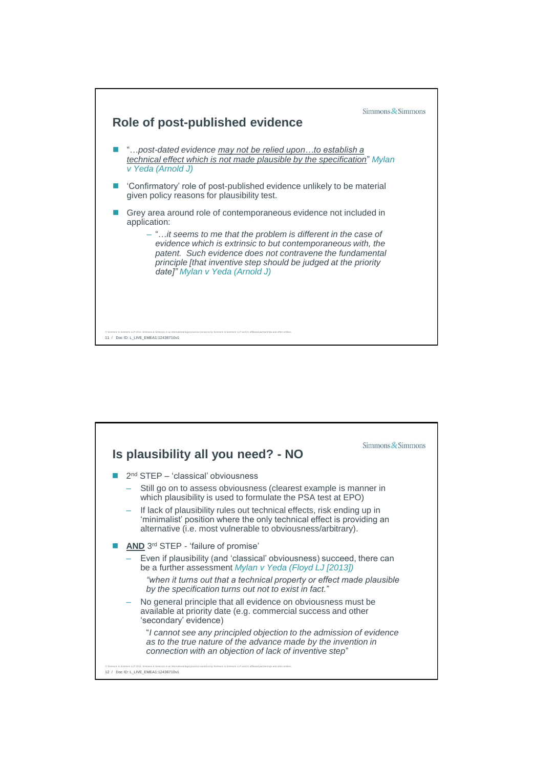## Role of post-published evidence

- "*…post-dated evidence may not be relied upon…to establish a technical effect which is not made plausible by the specification*" *Mylan v Yeda (Arnold J)*
- 'Confirmatory' role of post-published evidence unlikely to be material given policy reasons for plausibility test.
- Grey area around role of contemporaneous evidence not included in application:
  - "*…it seems to me that the problem is different in the case of evidence which is extrinsic to but contemporaneous with, the patent. Such evidence does not contravene the fundamental principle [that inventive step should be judged at the priority date]*" *Mylan v Yeda (Arnold J)*

## Is plausibility all you need? - NO

- 2nd STEP – 'classical' obviousness
  - Still go on to assess obviousness (clearest example is manner in which plausibility is used to formulate the PSA test at EPO)
  - If lack of plausibility rules out technical effects, risk ending up in 'minimalist' position where the only technical effect is providing an alternative (i.e. most vulnerable to obviousness/arbitrary).
- **AND** 3rd STEP - 'failure of promise'
  - Even if plausibility (and 'classical' obviousness) succeed, there can be a further assessment *Mylan v Yeda (Floyd LJ [2013])*

    *"when it turns out that a technical property or effect made plausible by the specification turns out not to exist in fact."*
  - No general principle that all evidence on obviousness must be available at priority date (e.g. commercial success and other 'secondary' evidence)

    "*I cannot see any principled objection to the admission of evidence as to the true nature of the advance made by the invention in connection with an objection of lack of inventive step*"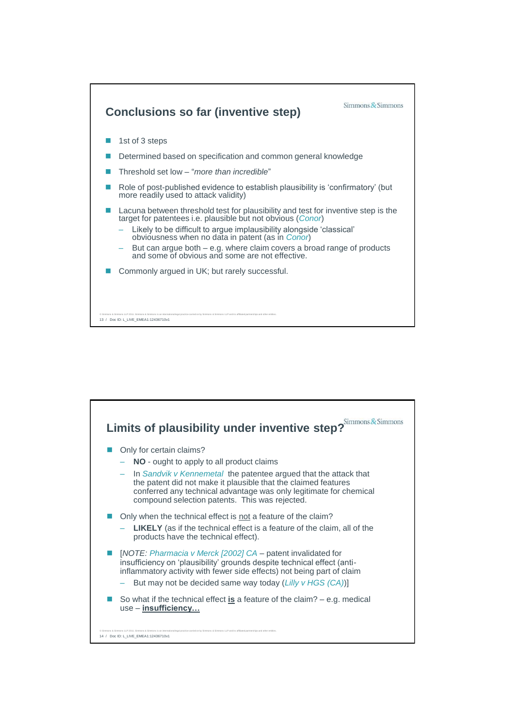## Conclusions so far (inventive step)

- 1st of 3 steps
- Determined based on specification and common general knowledge
- Threshold set low – "*more than incredible*"
- Role of post-published evidence to establish plausibility is 'confirmatory' (but more readily used to attack validity)
- Lacuna between threshold test for plausibility and test for inventive step is the target for patentees i.e. plausible but not obvious (*Conor*)
  - Likely to be difficult to argue implausibility alongside 'classical' obviousness when no data in patent (as in *Conor*)
  - But can argue both – e.g. where claim covers a broad range of products and some of obvious and some are not effective.
- Commonly argued in UK; but rarely successful.

## Limits of plausibility under inventive step?

- Only for certain claims?
  - **NO** - ought to apply to all product claims
  - In *Sandvik v Kennemetal* the patentee argued that the attack that the patent did not make it plausible that the claimed features conferred any technical advantage was only legitimate for chemical compound selection patents. This was rejected.
- Only when the technical effect is <u>not</u> a feature of the claim?
  - **LIKELY** (as if the technical effect is a feature of the claim, all of the products have the technical effect).
- [*NOTE: Pharmacia v Merck [2002] CA* – patent invalidated for insufficiency on 'plausibility' grounds despite technical effect (anti-inflammatory activity with fewer side effects) not being part of claim
  - But may not be decided same way today (*Lilly v HGS (CA)*)]
- So what if the technical effect **<u>is</u>** a feature of the claim? – e.g. medical use – **<u>insufficiency…</u>**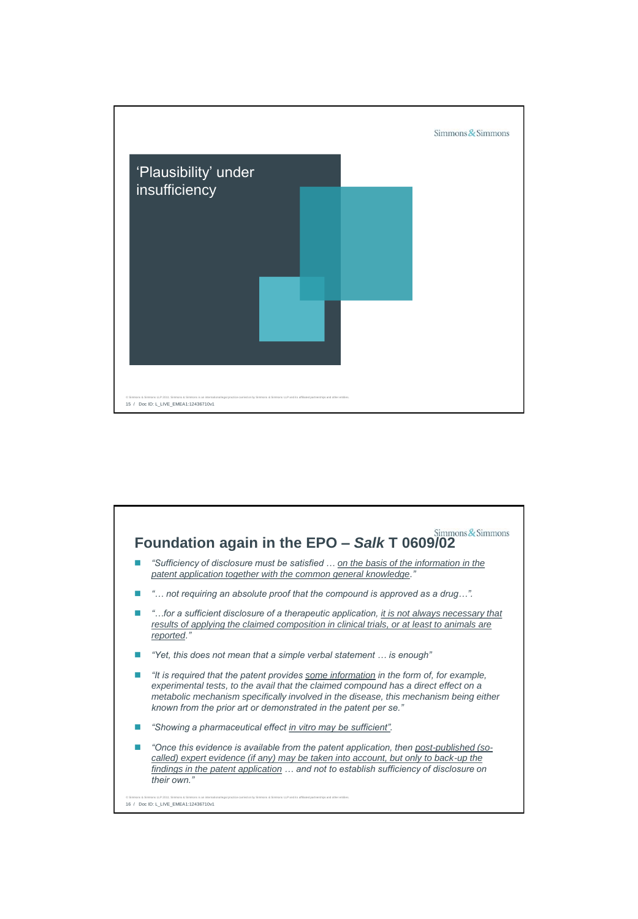# 'Plausibility' under insufficiency

## Foundation again in the EPO – *Salk* T 0609/02

- *"Sufficiency of disclosure must be satisfied … on the basis of the information in the patent application together with the common general knowledge."*
- *"… not requiring an absolute proof that the compound is approved as a drug…".*
- *"…for a sufficient disclosure of a therapeutic application, it is not always necessary that results of applying the claimed composition in clinical trials, or at least to animals are reported."*
- *"Yet, this does not mean that a simple verbal statement … is enough"*
- *"It is required that the patent provides some information in the form of, for example, experimental tests, to the avail that the claimed compound has a direct effect on a metabolic mechanism specifically involved in the disease, this mechanism being either known from the prior art or demonstrated in the patent per se."*
- *"Showing a pharmaceutical effect in vitro may be sufficient".*
- *"Once this evidence is available from the patent application, then post-published (so-called) expert evidence (if any) may be taken into account, but only to back-up the findings in the patent application … and not to establish sufficiency of disclosure on their own."*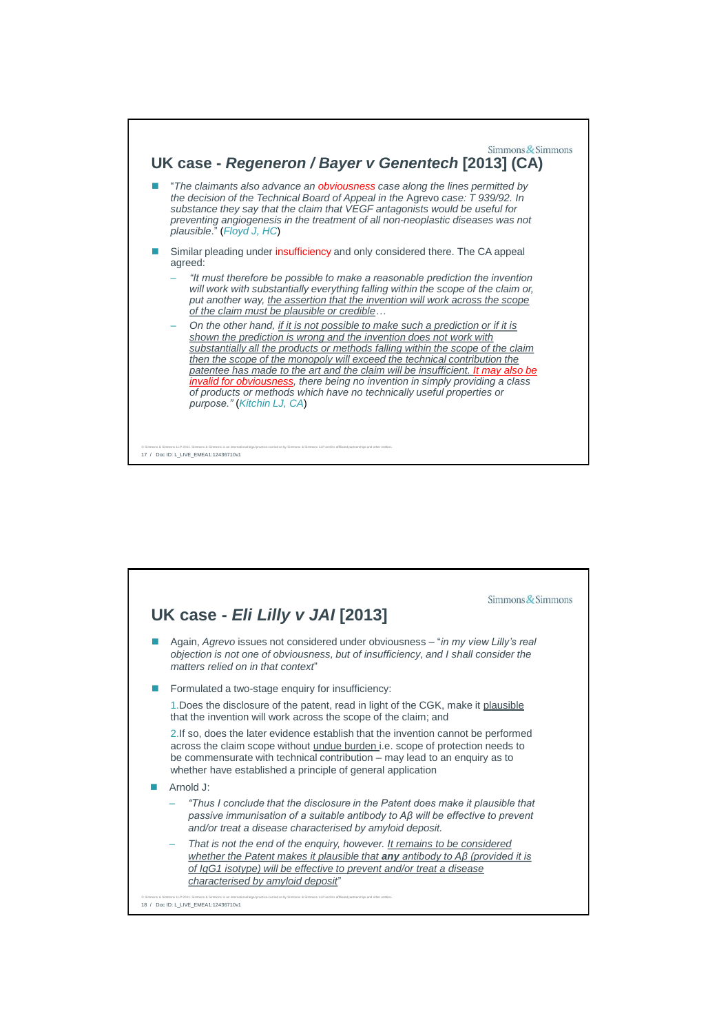## UK case - *Regeneron / Bayer v Genentech* [2013] (CA)

- "*The claimants also advance an obviousness case along the lines permitted by the decision of the Technical Board of Appeal in the* Agrevo *case: T 939/92. In substance they say that the claim that VEGF antagonists would be useful for preventing angiogenesis in the treatment of all non-neoplastic diseases was not plausible.*" (*Floyd J, HC*)
- Similar pleading under insufficiency and only considered there. The CA appeal agreed:
  - *"It must therefore be possible to make a reasonable prediction the invention will work with substantially everything falling within the scope of the claim or, put another way, the assertion that the invention will work across the scope of the claim must be plausible or credible…*
  - *On the other hand, if it is not possible to make such a prediction or if it is shown the prediction is wrong and the invention does not work with substantially all the products or methods falling within the scope of the claim then the scope of the monopoly will exceed the technical contribution the patentee has made to the art and the claim will be insufficient. It may also be invalid for obviousness, there being no invention in simply providing a class of products or methods which have no technically useful properties or purpose."* (*Kitchin LJ, CA*)

## UK case - *Eli Lilly v JAI* [2013]

- Again, *Agrevo* issues not considered under obviousness – "*in my view Lilly's real objection is not one of obviousness, but of insufficiency, and I shall consider the matters relied on in that context*"
- Formulated a two-stage enquiry for insufficiency:

  1. Does the disclosure of the patent, read in light of the CGK, make it plausible that the invention will work across the scope of the claim; and
  2. If so, does the later evidence establish that the invention cannot be performed across the claim scope without undue burden i.e. scope of protection needs to be commensurate with technical contribution – may lead to an enquiry as to whether have established a principle of general application
- Arnold J:
  - *"Thus I conclude that the disclosure in the Patent does make it plausible that passive immunisation of a suitable antibody to Aβ will be effective to prevent and/or treat a disease characterised by amyloid deposit.*
  - *That is not the end of the enquiry, however. It remains to be considered whether the Patent makes it plausible that* ***any*** *antibody to Aβ (provided it is of IgG1 isotype) will be effective to prevent and/or treat a disease characterised by amyloid deposit*"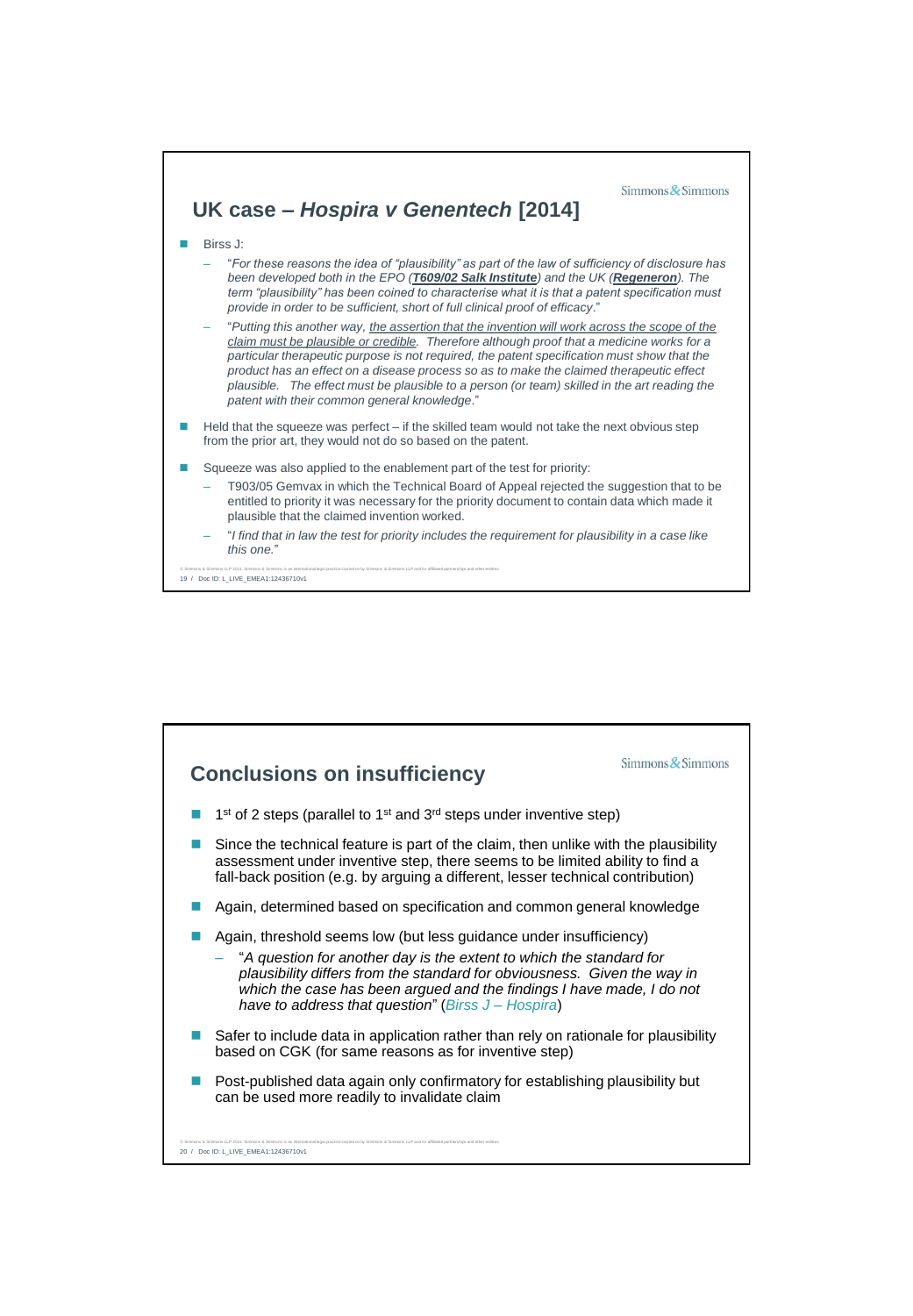## UK case – *Hospira v Genentech* [2014]

- Birss J:
  - "*For these reasons the idea of "plausibility" as part of the law of sufficiency of disclosure has been developed both in the EPO (**T609/02 Salk Institute**) and the UK (**Regeneron**). The term "plausibility" has been coined to characterise what it is that a patent specification must provide in order to be sufficient, short of full clinical proof of efficacy*."
  - "*Putting this another way, the assertion that the invention will work across the scope of the claim must be plausible or credible. Therefore although proof that a medicine works for a particular therapeutic purpose is not required, the patent specification must show that the product has an effect on a disease process so as to make the claimed therapeutic effect plausible. The effect must be plausible to a person (or team) skilled in the art reading the patent with their common general knowledge*."
- Held that the squeeze was perfect – if the skilled team would not take the next obvious step from the prior art, they would not do so based on the patent.
- Squeeze was also applied to the enablement part of the test for priority:
  - T903/05 Gemvax in which the Technical Board of Appeal rejected the suggestion that to be entitled to priority it was necessary for the priority document to contain data which made it plausible that the claimed invention worked.
  - "*I find that in law the test for priority includes the requirement for plausibility in a case like this one.*"

## Conclusions on insufficiency

- 1st of 2 steps (parallel to 1st and 3rd steps under inventive step)
- Since the technical feature is part of the claim, then unlike with the plausibility assessment under inventive step, there seems to be limited ability to find a fall-back position (e.g. by arguing a different, lesser technical contribution)
- Again, determined based on specification and common general knowledge
- Again, threshold seems low (but less guidance under insufficiency)
  - "*A question for another day is the extent to which the standard for plausibility differs from the standard for obviousness. Given the way in which the case has been argued and the findings I have made, I do not have to address that question*" (*Birss J – Hospira*)
- Safer to include data in application rather than rely on rationale for plausibility based on CGK (for same reasons as for inventive step)
- Post-published data again only confirmatory for establishing plausibility but can be used more readily to invalidate claim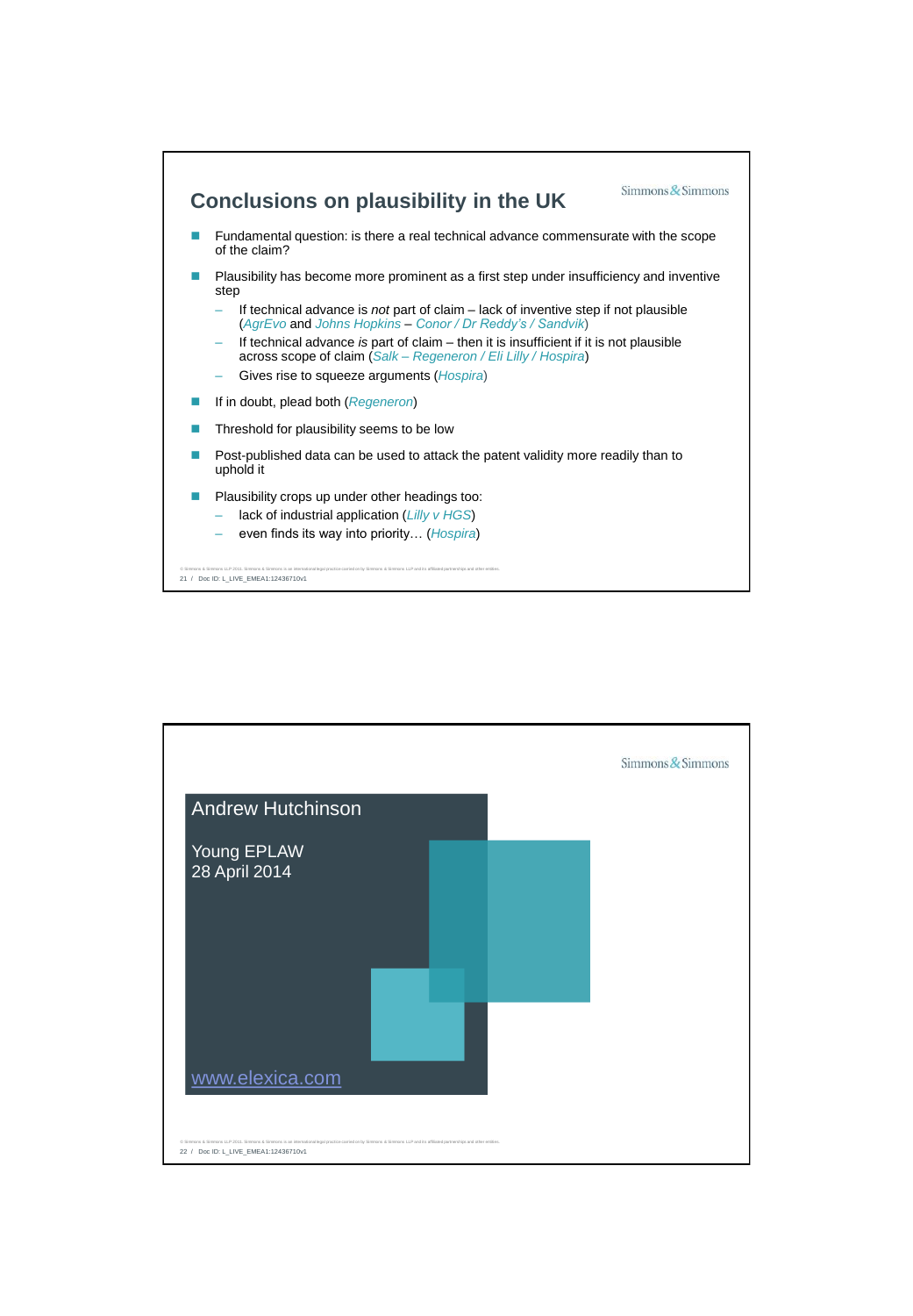## Conclusions on plausibility in the UK

- Fundamental question: is there a real technical advance commensurate with the scope of the claim?
- Plausibility has become more prominent as a first step under insufficiency and inventive step
  - If technical advance is *not* part of claim – lack of inventive step if not plausible (*AgrEvo* and *Johns Hopkins* – *Conor / Dr Reddy's / Sandvik*)
  - If technical advance *is* part of claim – then it is insufficient if it is not plausible across scope of claim (*Salk – Regeneron / Eli Lilly / Hospira*)
  - Gives rise to squeeze arguments (*Hospira*)
- If in doubt, plead both (*Regeneron*)
- Threshold for plausibility seems to be low
- Post-published data can be used to attack the patent validity more readily than to uphold it
- Plausibility crops up under other headings too:
  - lack of industrial application (*Lilly v HGS*)
  - even finds its way into priority… (*Hospira*)

---

Andrew Hutchinson

Young EPLAW
28 April 2014

www.elexica.com